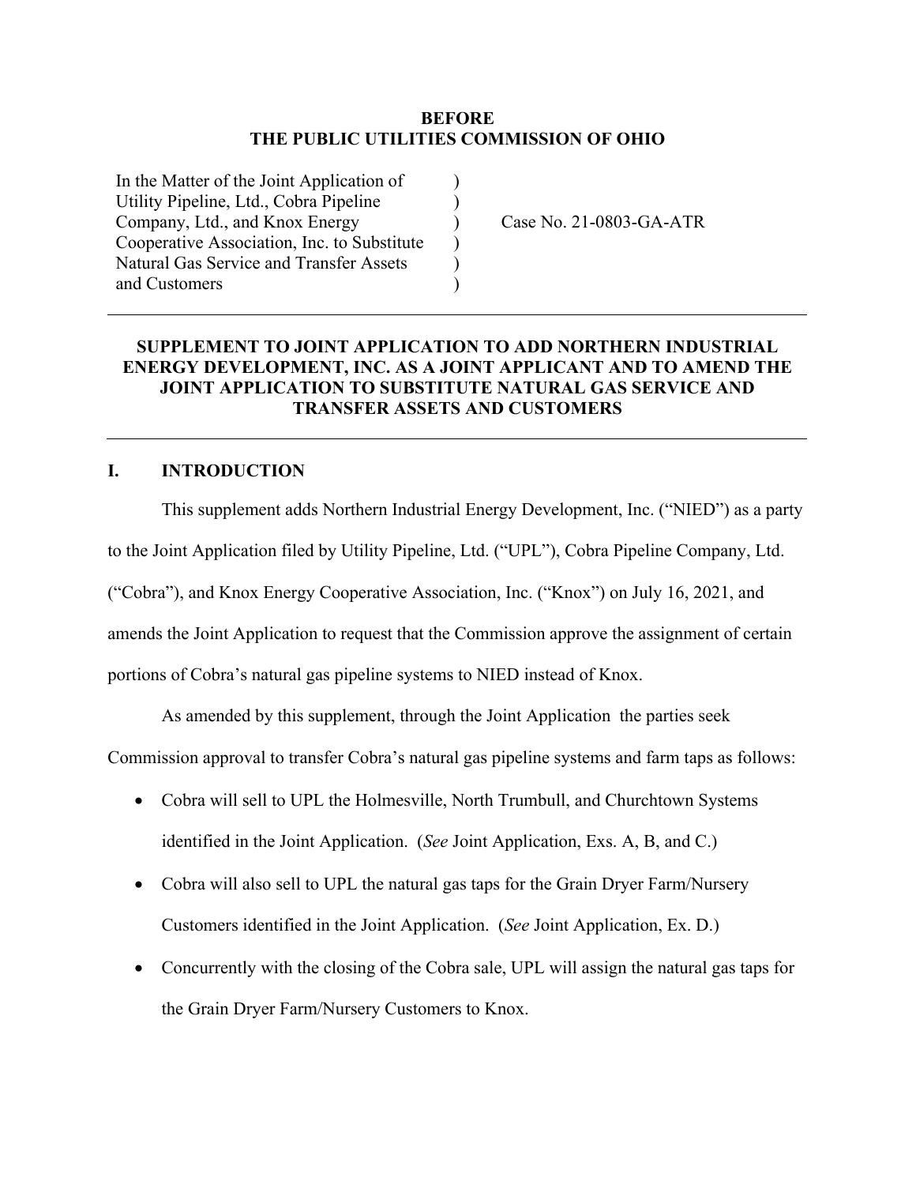**BEFORE**
**THE PUBLIC UTILITIES COMMISSION OF OHIO**

| | | |
|---|---|---|
| In the Matter of the Joint Application of Utility Pipeline, Ltd., Cobra Pipeline Company, Ltd., and Knox Energy Cooperative Association, Inc. to Substitute Natural Gas Service and Transfer Assets and Customers | ) ) ) ) ) ) | Case No. 21-0803-GA-ATR |

---

**SUPPLEMENT TO JOINT APPLICATION TO ADD NORTHERN INDUSTRIAL ENERGY DEVELOPMENT, INC. AS A JOINT APPLICANT AND TO AMEND THE JOINT APPLICATION TO SUBSTITUTE NATURAL GAS SERVICE AND TRANSFER ASSETS AND CUSTOMERS**

---

## I. INTRODUCTION

This supplement adds Northern Industrial Energy Development, Inc. ("NIED") as a party to the Joint Application filed by Utility Pipeline, Ltd. ("UPL"), Cobra Pipeline Company, Ltd. ("Cobra"), and Knox Energy Cooperative Association, Inc. ("Knox") on July 16, 2021, and amends the Joint Application to request that the Commission approve the assignment of certain portions of Cobra's natural gas pipeline systems to NIED instead of Knox.

As amended by this supplement, through the Joint Application the parties seek Commission approval to transfer Cobra's natural gas pipeline systems and farm taps as follows:

- Cobra will sell to UPL the Holmesville, North Trumbull, and Churchtown Systems identified in the Joint Application. (*See* Joint Application, Exs. A, B, and C.)
- Cobra will also sell to UPL the natural gas taps for the Grain Dryer Farm/Nursery Customers identified in the Joint Application. (*See* Joint Application, Ex. D.)
- Concurrently with the closing of the Cobra sale, UPL will assign the natural gas taps for the Grain Dryer Farm/Nursery Customers to Knox.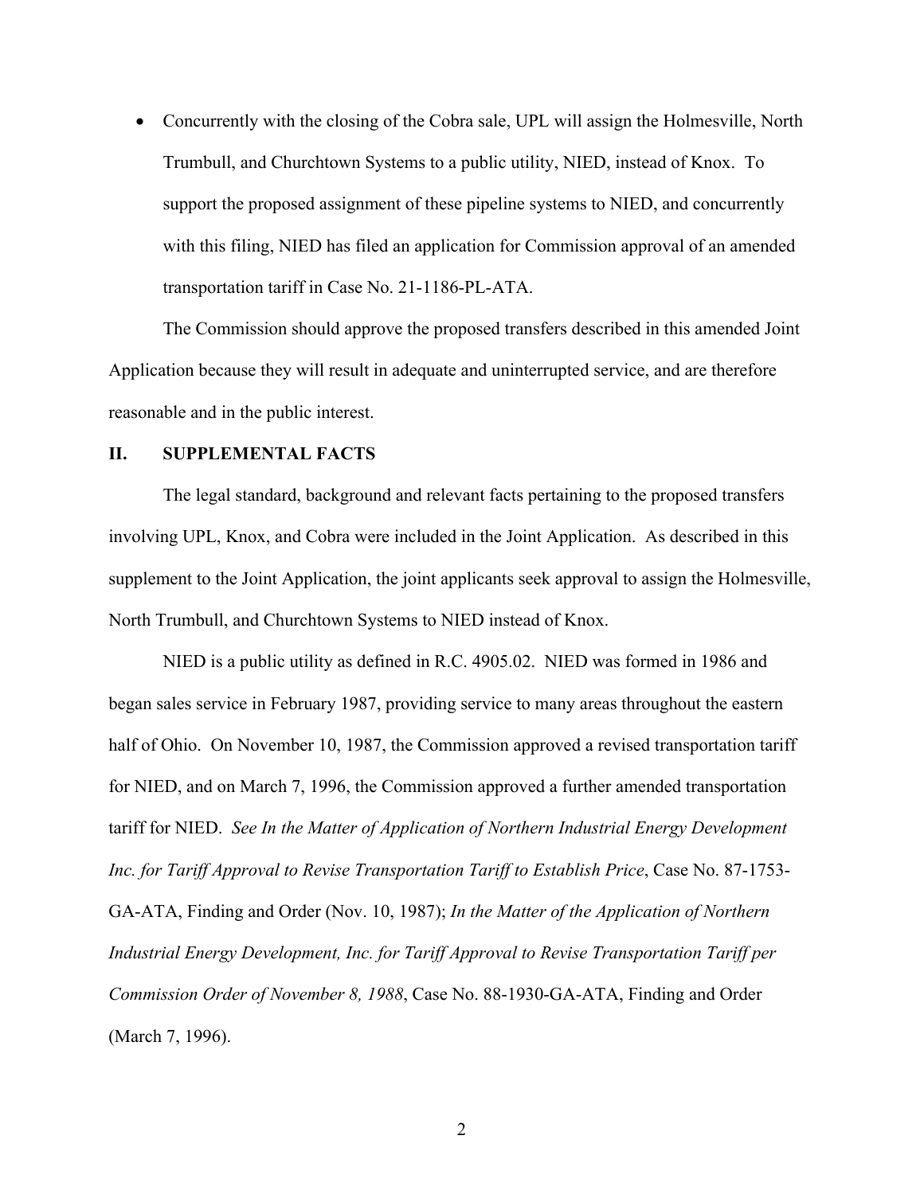- Concurrently with the closing of the Cobra sale, UPL will assign the Holmesville, North Trumbull, and Churchtown Systems to a public utility, NIED, instead of Knox. To support the proposed assignment of these pipeline systems to NIED, and concurrently with this filing, NIED has filed an application for Commission approval of an amended transportation tariff in Case No. 21-1186-PL-ATA.

The Commission should approve the proposed transfers described in this amended Joint Application because they will result in adequate and uninterrupted service, and are therefore reasonable and in the public interest.

## II. SUPPLEMENTAL FACTS

The legal standard, background and relevant facts pertaining to the proposed transfers involving UPL, Knox, and Cobra were included in the Joint Application. As described in this supplement to the Joint Application, the joint applicants seek approval to assign the Holmesville, North Trumbull, and Churchtown Systems to NIED instead of Knox.

NIED is a public utility as defined in R.C. 4905.02. NIED was formed in 1986 and began sales service in February 1987, providing service to many areas throughout the eastern half of Ohio. On November 10, 1987, the Commission approved a revised transportation tariff for NIED, and on March 7, 1996, the Commission approved a further amended transportation tariff for NIED. *See In the Matter of Application of Northern Industrial Energy Development Inc. for Tariff Approval to Revise Transportation Tariff to Establish Price*, Case No. 87-1753-GA-ATA, Finding and Order (Nov. 10, 1987); *In the Matter of the Application of Northern Industrial Energy Development, Inc. for Tariff Approval to Revise Transportation Tariff per Commission Order of November 8, 1988*, Case No. 88-1930-GA-ATA, Finding and Order (March 7, 1996).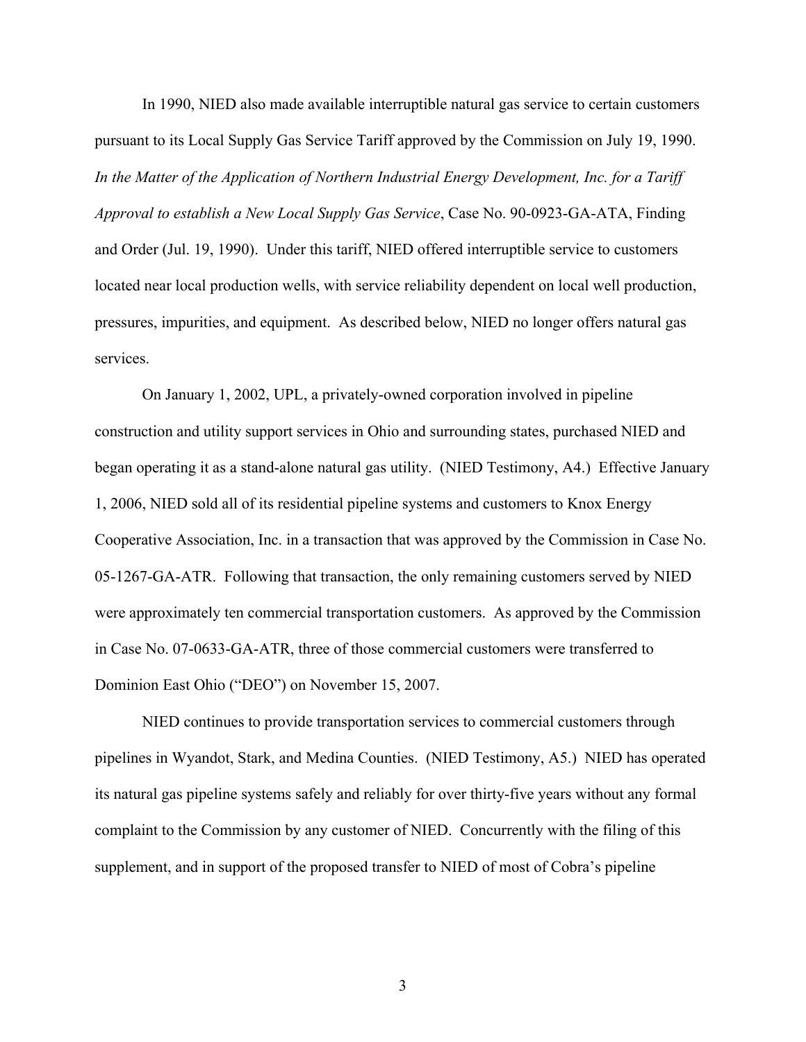In 1990, NIED also made available interruptible natural gas service to certain customers pursuant to its Local Supply Gas Service Tariff approved by the Commission on July 19, 1990. *In the Matter of the Application of Northern Industrial Energy Development, Inc. for a Tariff Approval to establish a New Local Supply Gas Service*, Case No. 90-0923-GA-ATA, Finding and Order (Jul. 19, 1990). Under this tariff, NIED offered interruptible service to customers located near local production wells, with service reliability dependent on local well production, pressures, impurities, and equipment. As described below, NIED no longer offers natural gas services.

On January 1, 2002, UPL, a privately-owned corporation involved in pipeline construction and utility support services in Ohio and surrounding states, purchased NIED and began operating it as a stand-alone natural gas utility. (NIED Testimony, A4.) Effective January 1, 2006, NIED sold all of its residential pipeline systems and customers to Knox Energy Cooperative Association, Inc. in a transaction that was approved by the Commission in Case No. 05-1267-GA-ATR. Following that transaction, the only remaining customers served by NIED were approximately ten commercial transportation customers. As approved by the Commission in Case No. 07-0633-GA-ATR, three of those commercial customers were transferred to Dominion East Ohio ("DEO") on November 15, 2007.

NIED continues to provide transportation services to commercial customers through pipelines in Wyandot, Stark, and Medina Counties. (NIED Testimony, A5.) NIED has operated its natural gas pipeline systems safely and reliably for over thirty-five years without any formal complaint to the Commission by any customer of NIED. Concurrently with the filing of this supplement, and in support of the proposed transfer to NIED of most of Cobra's pipeline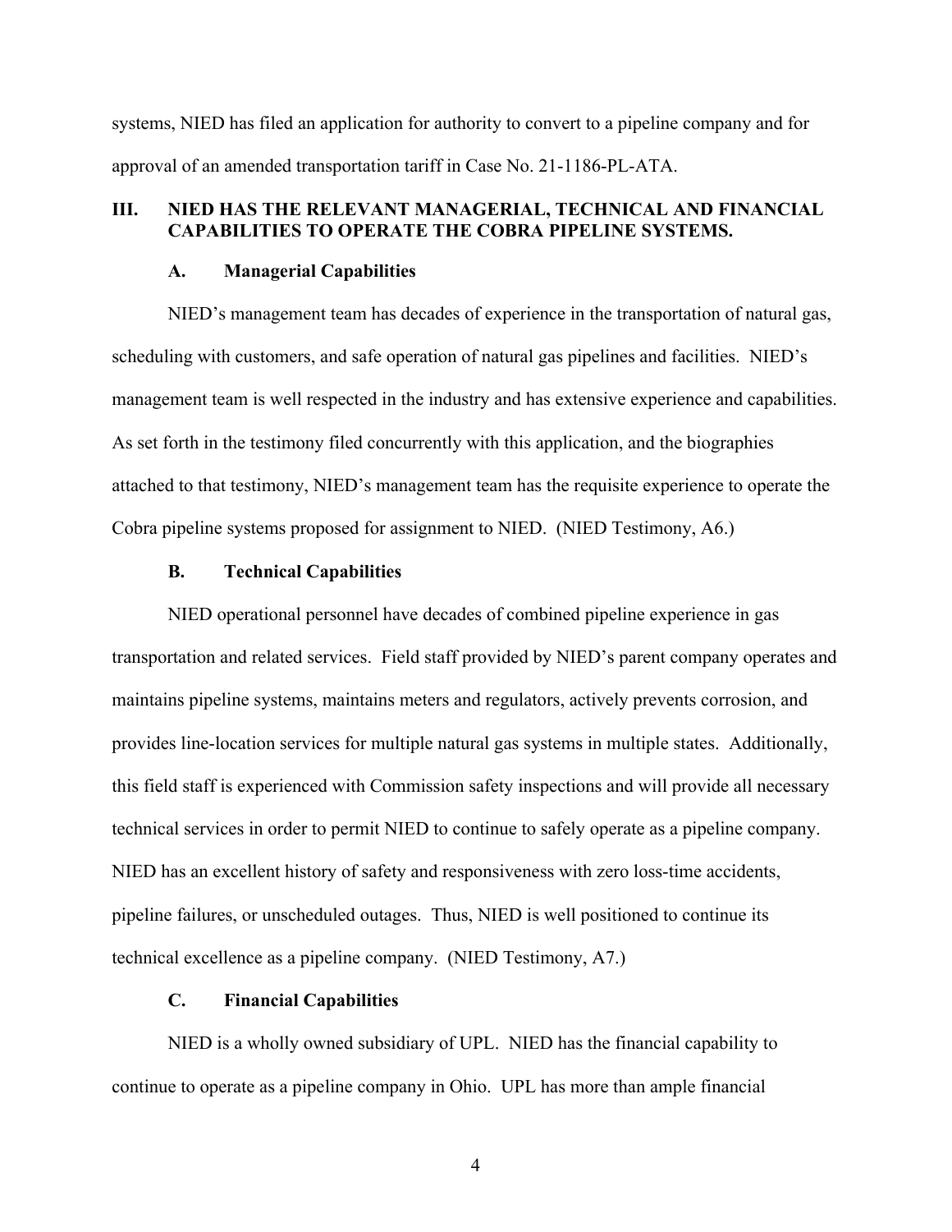systems, NIED has filed an application for authority to convert to a pipeline company and for approval of an amended transportation tariff in Case No. 21-1186-PL-ATA.

## III. NIED HAS THE RELEVANT MANAGERIAL, TECHNICAL AND FINANCIAL CAPABILITIES TO OPERATE THE COBRA PIPELINE SYSTEMS.

### A. Managerial Capabilities

NIED's management team has decades of experience in the transportation of natural gas, scheduling with customers, and safe operation of natural gas pipelines and facilities. NIED's management team is well respected in the industry and has extensive experience and capabilities. As set forth in the testimony filed concurrently with this application, and the biographies attached to that testimony, NIED's management team has the requisite experience to operate the Cobra pipeline systems proposed for assignment to NIED. (NIED Testimony, A6.)

### B. Technical Capabilities

NIED operational personnel have decades of combined pipeline experience in gas transportation and related services. Field staff provided by NIED's parent company operates and maintains pipeline systems, maintains meters and regulators, actively prevents corrosion, and provides line-location services for multiple natural gas systems in multiple states. Additionally, this field staff is experienced with Commission safety inspections and will provide all necessary technical services in order to permit NIED to continue to safely operate as a pipeline company. NIED has an excellent history of safety and responsiveness with zero loss-time accidents, pipeline failures, or unscheduled outages. Thus, NIED is well positioned to continue its technical excellence as a pipeline company. (NIED Testimony, A7.)

### C. Financial Capabilities

NIED is a wholly owned subsidiary of UPL. NIED has the financial capability to continue to operate as a pipeline company in Ohio. UPL has more than ample financial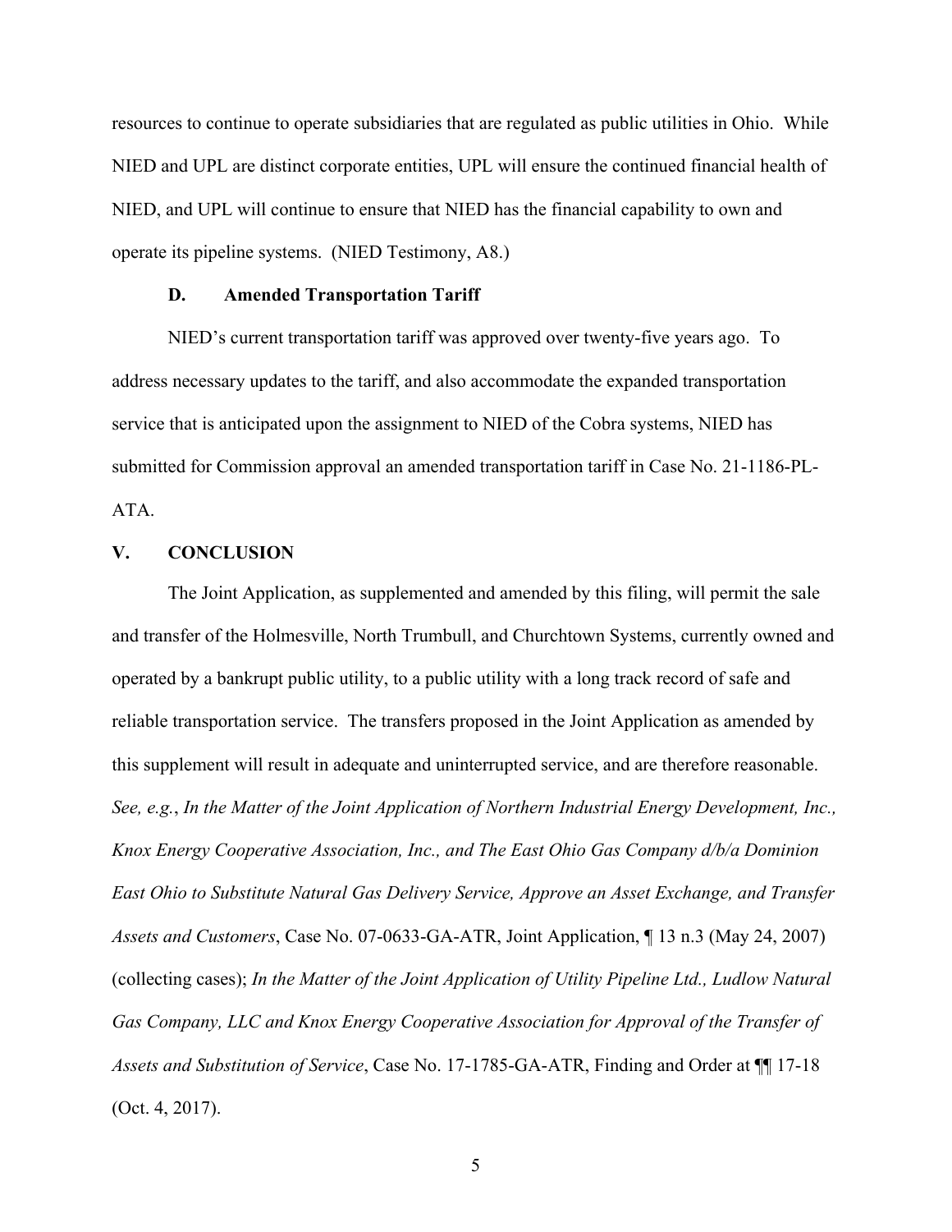resources to continue to operate subsidiaries that are regulated as public utilities in Ohio. While NIED and UPL are distinct corporate entities, UPL will ensure the continued financial health of NIED, and UPL will continue to ensure that NIED has the financial capability to own and operate its pipeline systems. (NIED Testimony, A8.)

### D. Amended Transportation Tariff

NIED's current transportation tariff was approved over twenty-five years ago. To address necessary updates to the tariff, and also accommodate the expanded transportation service that is anticipated upon the assignment to NIED of the Cobra systems, NIED has submitted for Commission approval an amended transportation tariff in Case No. 21-1186-PL-ATA.

## V. CONCLUSION

The Joint Application, as supplemented and amended by this filing, will permit the sale and transfer of the Holmesville, North Trumbull, and Churchtown Systems, currently owned and operated by a bankrupt public utility, to a public utility with a long track record of safe and reliable transportation service. The transfers proposed in the Joint Application as amended by this supplement will result in adequate and uninterrupted service, and are therefore reasonable. *See, e.g.*, *In the Matter of the Joint Application of Northern Industrial Energy Development, Inc., Knox Energy Cooperative Association, Inc., and The East Ohio Gas Company d/b/a Dominion East Ohio to Substitute Natural Gas Delivery Service, Approve an Asset Exchange, and Transfer Assets and Customers*, Case No. 07-0633-GA-ATR, Joint Application, ¶ 13 n.3 (May 24, 2007) (collecting cases); *In the Matter of the Joint Application of Utility Pipeline Ltd., Ludlow Natural Gas Company, LLC and Knox Energy Cooperative Association for Approval of the Transfer of Assets and Substitution of Service*, Case No. 17-1785-GA-ATR, Finding and Order at ¶¶ 17-18 (Oct. 4, 2017).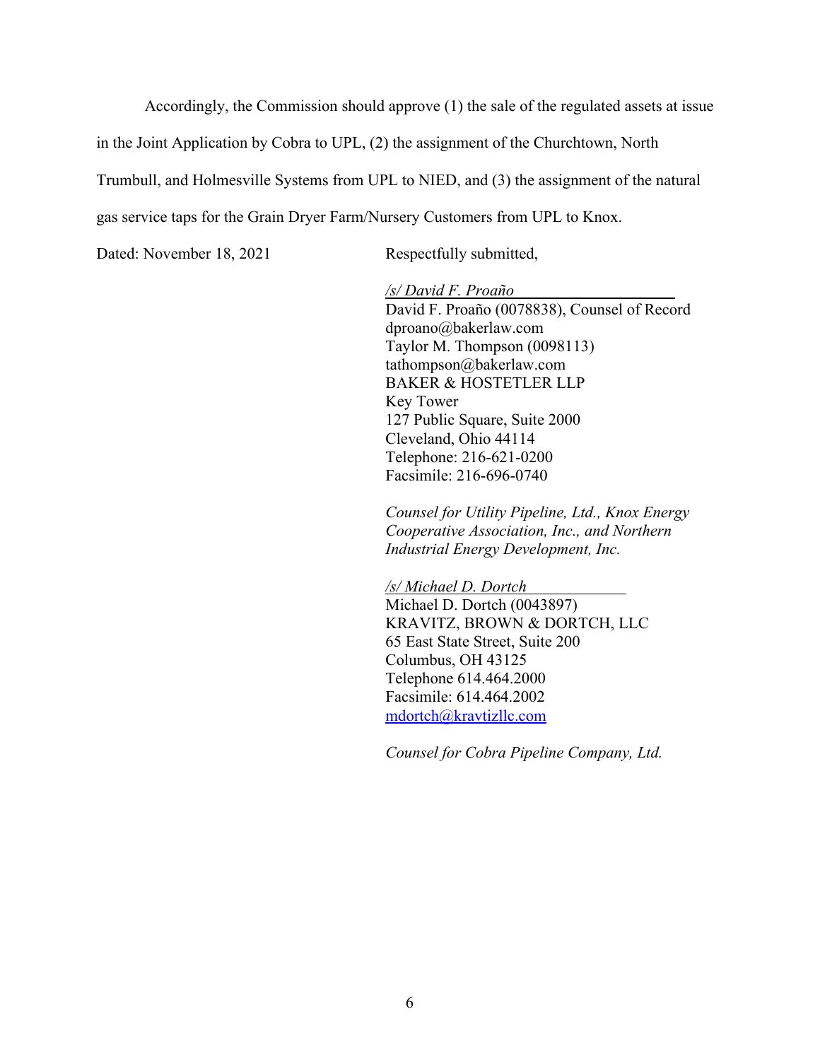Accordingly, the Commission should approve (1) the sale of the regulated assets at issue in the Joint Application by Cobra to UPL, (2) the assignment of the Churchtown, North Trumbull, and Holmesville Systems from UPL to NIED, and (3) the assignment of the natural gas service taps for the Grain Dryer Farm/Nursery Customers from UPL to Knox.

Dated: November 18, 2021

Respectfully submitted,

*/s/ David F. Proaño*
David F. Proaño (0078838), Counsel of Record
dproano@bakerlaw.com
Taylor M. Thompson (0098113)
tathompson@bakerlaw.com
BAKER & HOSTETLER LLP
Key Tower
127 Public Square, Suite 2000
Cleveland, Ohio 44114
Telephone: 216-621-0200
Facsimile: 216-696-0740

*Counsel for Utility Pipeline, Ltd., Knox Energy Cooperative Association, Inc., and Northern Industrial Energy Development, Inc.*

*/s/ Michael D. Dortch*
Michael D. Dortch (0043897)
KRAVITZ, BROWN & DORTCH, LLC
65 East State Street, Suite 200
Columbus, OH 43125
Telephone 614.464.2000
Facsimile: 614.464.2002
mdortch@kravtizllc.com

*Counsel for Cobra Pipeline Company, Ltd.*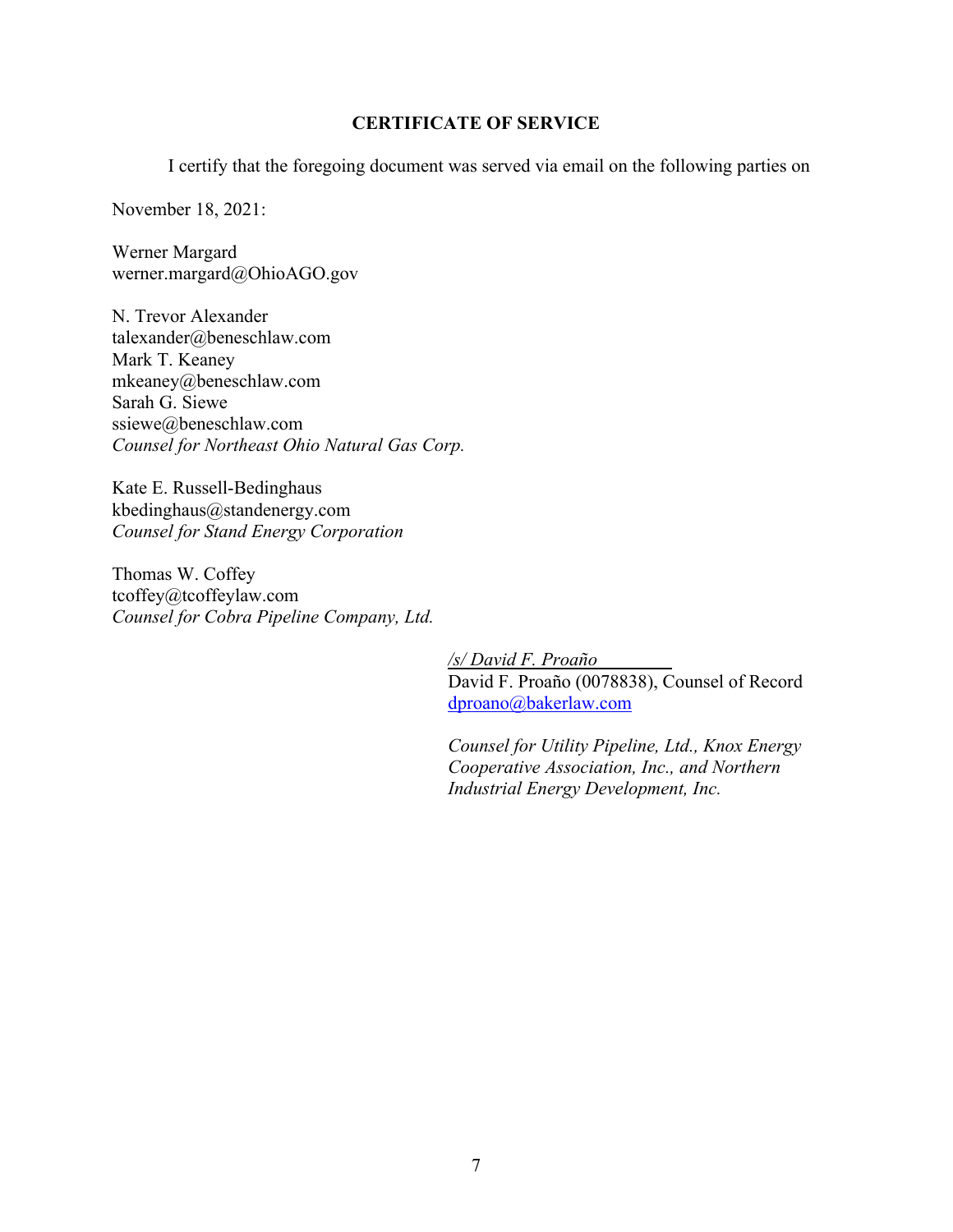**CERTIFICATE OF SERVICE**

I certify that the foregoing document was served via email on the following parties on November 18, 2021:

Werner Margard
werner.margard@OhioAGO.gov

N. Trevor Alexander
talexander@beneschlaw.com
Mark T. Keaney
mkeaney@beneschlaw.com
Sarah G. Siewe
ssiewe@beneschlaw.com
*Counsel for Northeast Ohio Natural Gas Corp.*

Kate E. Russell-Bedinghaus
kbedinghaus@standenergy.com
*Counsel for Stand Energy Corporation*

Thomas W. Coffey
tcoffey@tcoffeylaw.com
*Counsel for Cobra Pipeline Company, Ltd.*

*/s/ David F. Proaño*
David F. Proaño (0078838), Counsel of Record
dproano@bakerlaw.com

*Counsel for Utility Pipeline, Ltd., Knox Energy Cooperative Association, Inc., and Northern Industrial Energy Development, Inc.*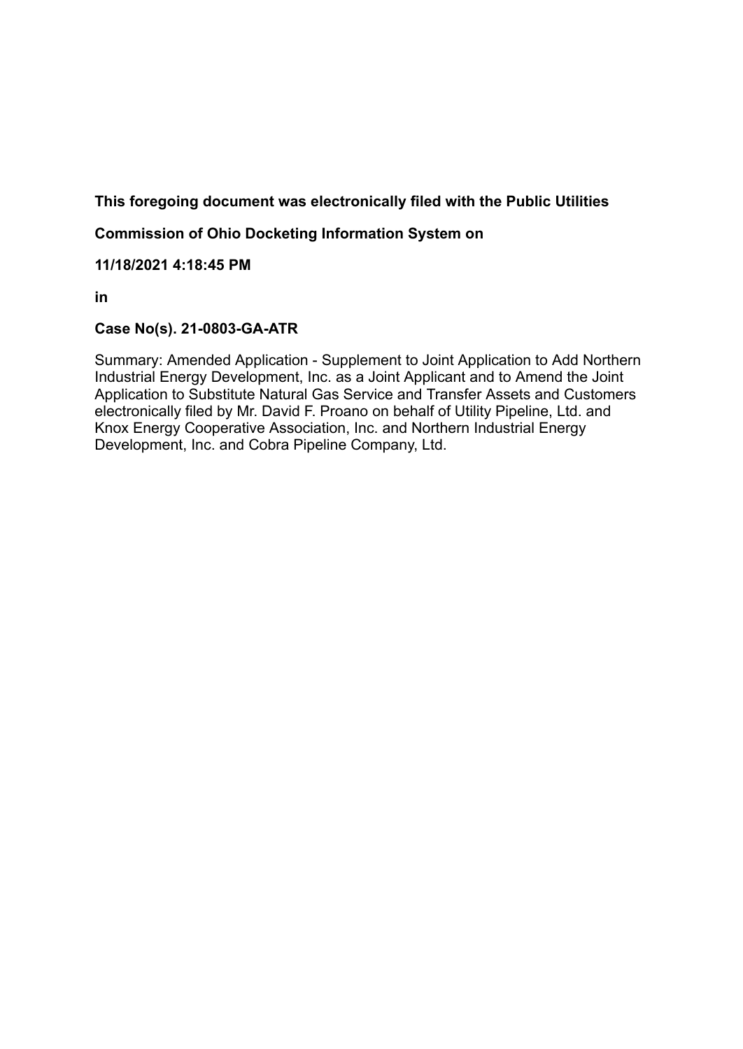**This foregoing document was electronically filed with the Public Utilities**

**Commission of Ohio Docketing Information System on**

**11/18/2021 4:18:45 PM**

**in**

**Case No(s). 21-0803-GA-ATR**

Summary: Amended Application - Supplement to Joint Application to Add Northern Industrial Energy Development, Inc. as a Joint Applicant and to Amend the Joint Application to Substitute Natural Gas Service and Transfer Assets and Customers electronically filed by Mr. David F. Proano on behalf of Utility Pipeline, Ltd. and Knox Energy Cooperative Association, Inc. and Northern Industrial Energy Development, Inc. and Cobra Pipeline Company, Ltd.